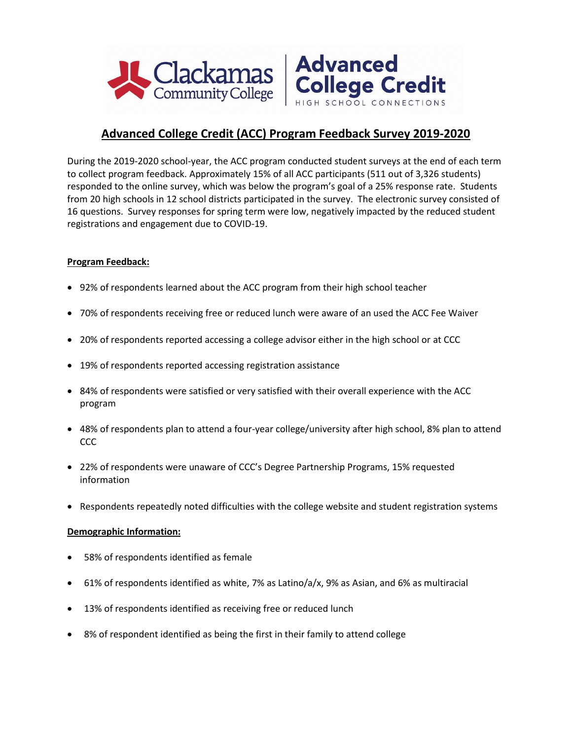# Advanced College Credit (ACC) Program Feedback Survey 2019-2020

During the 2019-2020 school-year, the ACC program conducted student surveys at the end of each term to collect program feedback. Approximately 15% of all ACC participants (511 out of 3,326 students) responded to the online survey, which was below the program's goal of a 25% response rate. Students from 20 high schools in 12 school districts participated in the survey. The electronic survey consisted of 16 questions. Survey responses for spring term were low, negatively impacted by the reduced student registrations and engagement due to COVID-19.

## Program Feedback:

- 92% of respondents learned about the ACC program from their high school teacher
- 70% of respondents receiving free or reduced lunch were aware of an used the ACC Fee Waiver
- 20% of respondents reported accessing a college advisor either in the high school or at CCC
- 19% of respondents reported accessing registration assistance
- 84% of respondents were satisfied or very satisfied with their overall experience with the ACC program
- 48% of respondents plan to attend a four-year college/university after high school, 8% plan to attend CCC
- 22% of respondents were unaware of CCC's Degree Partnership Programs, 15% requested information
- Respondents repeatedly noted difficulties with the college website and student registration systems

## Demographic Information:

- 58% of respondents identified as female
- 61% of respondents identified as white, 7% as Latino/a/x, 9% as Asian, and 6% as multiracial
- 13% of respondents identified as receiving free or reduced lunch
- 8% of respondent identified as being the first in their family to attend college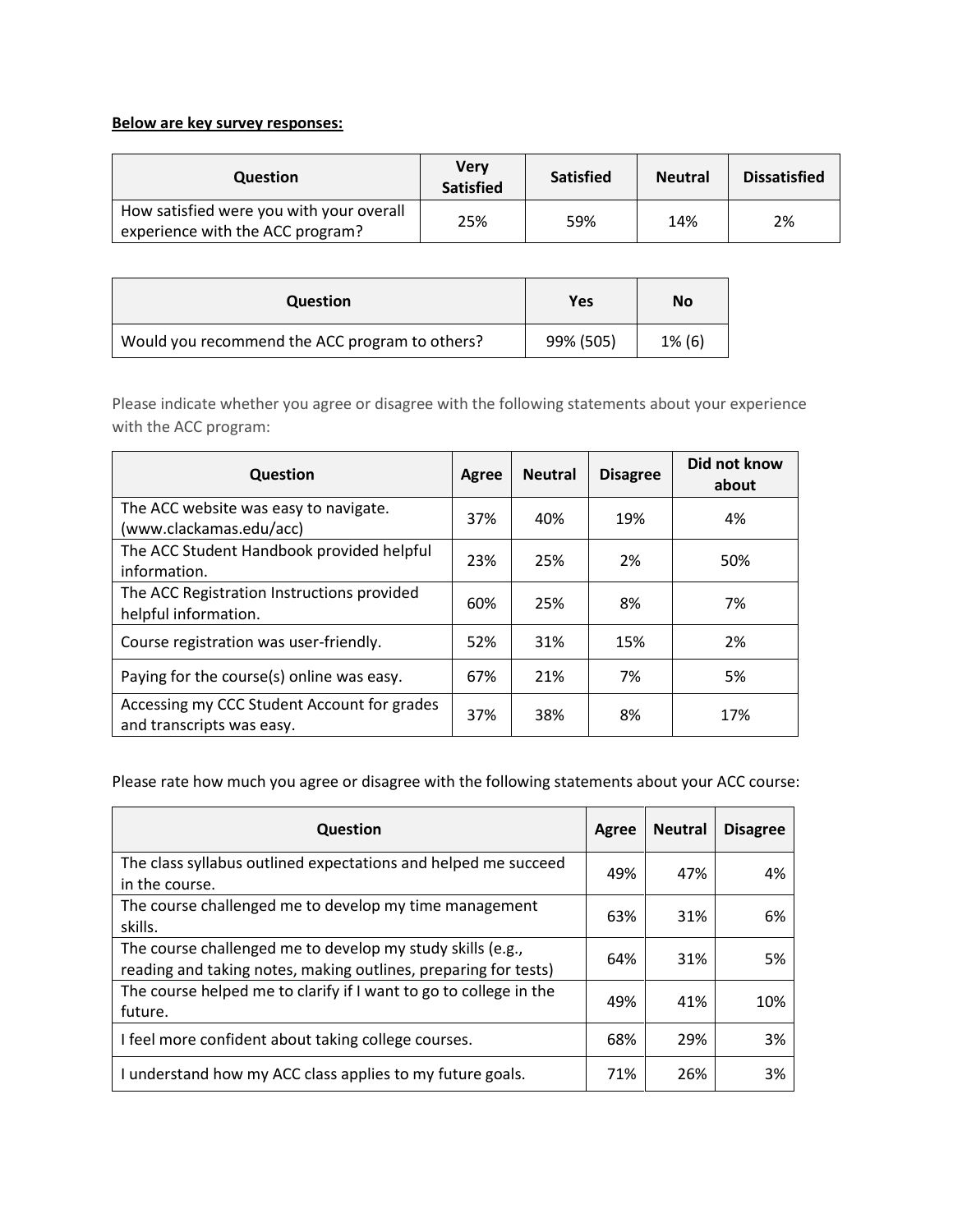**Below are key survey responses:**

| Question | Very Satisfied | Satisfied | Neutral | Dissatisfied |
|---|---|---|---|---|
| How satisfied were you with your overall experience with the ACC program? | 25% | 59% | 14% | 2% |

| Question | Yes | No |
|---|---|---|
| Would you recommend the ACC program to others? | 99% (505) | 1% (6) |

Please indicate whether you agree or disagree with the following statements about your experience with the ACC program:

| Question | Agree | Neutral | Disagree | Did not know about |
|---|---|---|---|---|
| The ACC website was easy to navigate. (www.clackamas.edu/acc) | 37% | 40% | 19% | 4% |
| The ACC Student Handbook provided helpful information. | 23% | 25% | 2% | 50% |
| The ACC Registration Instructions provided helpful information. | 60% | 25% | 8% | 7% |
| Course registration was user-friendly. | 52% | 31% | 15% | 2% |
| Paying for the course(s) online was easy. | 67% | 21% | 7% | 5% |
| Accessing my CCC Student Account for grades and transcripts was easy. | 37% | 38% | 8% | 17% |

Please rate how much you agree or disagree with the following statements about your ACC course:

| Question | Agree | Neutral | Disagree |
|---|---|---|---|
| The class syllabus outlined expectations and helped me succeed in the course. | 49% | 47% | 4% |
| The course challenged me to develop my time management skills. | 63% | 31% | 6% |
| The course challenged me to develop my study skills (e.g., reading and taking notes, making outlines, preparing for tests) | 64% | 31% | 5% |
| The course helped me to clarify if I want to go to college in the future. | 49% | 41% | 10% |
| I feel more confident about taking college courses. | 68% | 29% | 3% |
| I understand how my ACC class applies to my future goals. | 71% | 26% | 3% |